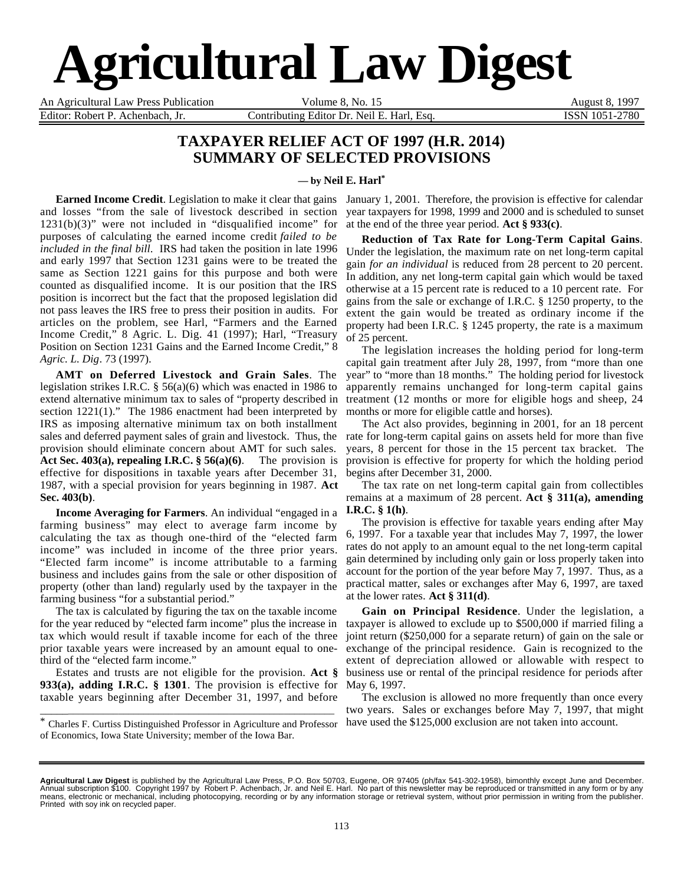# Agricultural Law Digest

An Agricultural Law Press Publication | Volume 8, No. 15 | August 8, 1997

Editor: Robert P. Achenbach, Jr. | Contributing Editor Dr. Neil E. Harl, Esq. | ISSN 1051-2780

## TAXPAYER RELIEF ACT OF 1997 (H.R. 2014) SUMMARY OF SELECTED PROVISIONS

**— by Neil E. Harl***

**Earned Income Credit**. Legislation to make it clear that gains and losses "from the sale of livestock described in section 1231(b)(3)" were not included in "disqualified income" for purposes of calculating the earned income credit *failed to be included in the final bill.* IRS had taken the position in late 1996 and early 1997 that Section 1231 gains were to be treated the same as Section 1221 gains for this purpose and both were counted as disqualified income. It is our position that the IRS position is incorrect but the fact that the proposed legislation did not pass leaves the IRS free to press their position in audits. For articles on the problem, see Harl, "Farmers and the Earned Income Credit," 8 Agric. L. Dig. 41 (1997); Harl, "Treasury Position on Section 1231 Gains and the Earned Income Credit," 8 *Agric. L. Dig*. 73 (1997).

**AMT on Deferred Livestock and Grain Sales**. The legislation strikes I.R.C. § 56(a)(6) which was enacted in 1986 to extend alternative minimum tax to sales of "property described in section 1221(1)." The 1986 enactment had been interpreted by IRS as imposing alternative minimum tax on both installment sales and deferred payment sales of grain and livestock. Thus, the provision should eliminate concern about AMT for such sales. **Act Sec. 403(a), repealing I.R.C. § 56(a)(6)**. The provision is effective for dispositions in taxable years after December 31, 1987, with a special provision for years beginning in 1987. **Act Sec. 403(b)**.

**Income Averaging for Farmers**. An individual "engaged in a farming business" may elect to average farm income by calculating the tax as though one-third of the "elected farm income" was included in income of the three prior years. "Elected farm income" is income attributable to a farming business and includes gains from the sale or other disposition of property (other than land) regularly used by the taxpayer in the farming business "for a substantial period."

The tax is calculated by figuring the tax on the taxable income for the year reduced by "elected farm income" plus the increase in tax which would result if taxable income for each of the three prior taxable years were increased by an amount equal to one-third of the "elected farm income."

Estates and trusts are not eligible for the provision. **Act § 933(a), adding I.R.C. § 1301**. The provision is effective for taxable years beginning after December 31, 1997, and before January 1, 2001. Therefore, the provision is effective for calendar year taxpayers for 1998, 1999 and 2000 and is scheduled to sunset at the end of the three year period. **Act § 933(c)**.

**Reduction of Tax Rate for Long-Term Capital Gains**. Under the legislation, the maximum rate on net long-term capital gain *for an individual* is reduced from 28 percent to 20 percent. In addition, any net long-term capital gain which would be taxed otherwise at a 15 percent rate is reduced to a 10 percent rate. For gains from the sale or exchange of I.R.C. § 1250 property, to the extent the gain would be treated as ordinary income if the property had been I.R.C. § 1245 property, the rate is a maximum of 25 percent.

The legislation increases the holding period for long-term capital gain treatment after July 28, 1997, from "more than one year" to "more than 18 months." The holding period for livestock apparently remains unchanged for long-term capital gains treatment (12 months or more for eligible hogs and sheep, 24 months or more for eligible cattle and horses).

The Act also provides, beginning in 2001, for an 18 percent rate for long-term capital gains on assets held for more than five years, 8 percent for those in the 15 percent tax bracket. The provision is effective for property for which the holding period begins after December 31, 2000.

The tax rate on net long-term capital gain from collectibles remains at a maximum of 28 percent. **Act § 311(a), amending I.R.C. § 1(h)**.

The provision is effective for taxable years ending after May 6, 1997. For a taxable year that includes May 7, 1997, the lower rates do not apply to an amount equal to the net long-term capital gain determined by including only gain or loss properly taken into account for the portion of the year before May 7, 1997. Thus, as a practical matter, sales or exchanges after May 6, 1997, are taxed at the lower rates. **Act § 311(d)**.

**Gain on Principal Residence**. Under the legislation, a taxpayer is allowed to exclude up to $500,000 if married filing a joint return ($250,000 for a separate return) of gain on the sale or exchange of the principal residence. Gain is recognized to the extent of depreciation allowed or allowable with respect to business use or rental of the principal residence for periods after May 6, 1997.

The exclusion is allowed no more frequently than once every two years. Sales or exchanges before May 7, 1997, that might have used the $125,000 exclusion are not taken into account.

---

\* Charles F. Curtiss Distinguished Professor in Agriculture and Professor of Economics, Iowa State University; member of the Iowa Bar.

---

**Agricultural Law Digest** is published by the Agricultural Law Press, P.O. Box 50703, Eugene, OR 97405 (ph/fax 541-302-1958), bimonthly except June and December. Annual subscription $100. Copyright 1997 by Robert P. Achenbach, Jr. and Neil E. Harl. No part of this newsletter may be reproduced or transmitted in any form or by any means, electronic or mechanical, including photocopying, recording or by any information storage or retrieval system, without prior permission in writing from the publisher. Printed with soy ink on recycled paper.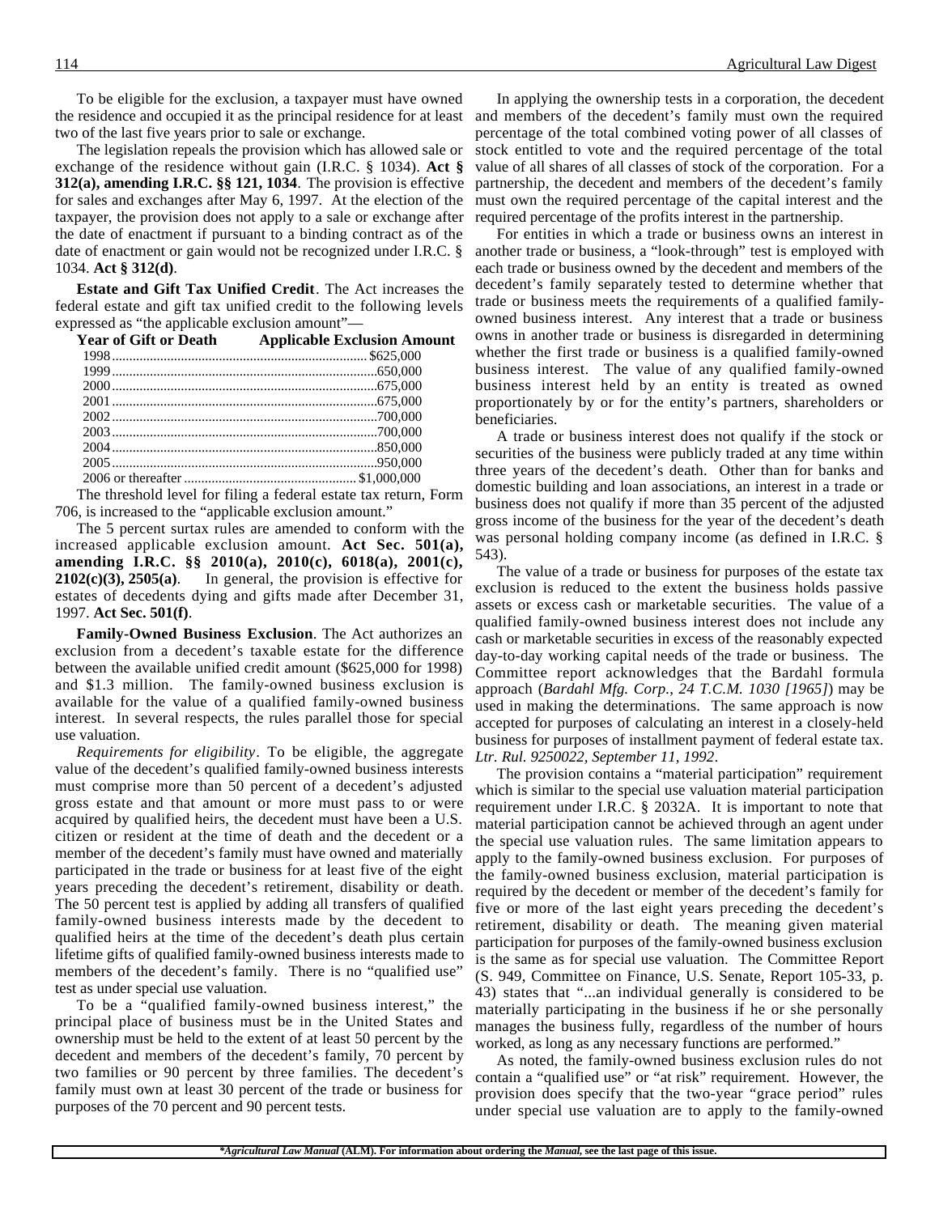To be eligible for the exclusion, a taxpayer must have owned the residence and occupied it as the principal residence for at least two of the last five years prior to sale or exchange.

The legislation repeals the provision which has allowed sale or exchange of the residence without gain (I.R.C. § 1034). **Act § 312(a), amending I.R.C. §§ 121, 1034**. The provision is effective for sales and exchanges after May 6, 1997. At the election of the taxpayer, the provision does not apply to a sale or exchange after the date of enactment if pursuant to a binding contract as of the date of enactment or gain would not be recognized under I.R.C. § 1034. **Act § 312(d)**.

**Estate and Gift Tax Unified Credit**. The Act increases the federal estate and gift tax unified credit to the following levels expressed as "the applicable exclusion amount"—

| Year of Gift or Death | Applicable Exclusion Amount |
|---|---|
| 1998 | $625,000 |
| 1999 | 650,000 |
| 2000 | 675,000 |
| 2001 | 675,000 |
| 2002 | 700,000 |
| 2003 | 700,000 |
| 2004 | 850,000 |
| 2005 | 950,000 |
| 2006 or thereafter | $1,000,000 |

The threshold level for filing a federal estate tax return, Form 706, is increased to the "applicable exclusion amount."

The 5 percent surtax rules are amended to conform with the increased applicable exclusion amount. **Act Sec. 501(a), amending I.R.C. §§ 2010(a), 2010(c), 6018(a), 2001(c), 2102(c)(3), 2505(a)**. In general, the provision is effective for estates of decedents dying and gifts made after December 31, 1997. **Act Sec. 501(f)**.

**Family-Owned Business Exclusion**. The Act authorizes an exclusion from a decedent's taxable estate for the difference between the available unified credit amount ($625,000 for 1998) and $1.3 million. The family-owned business exclusion is available for the value of a qualified family-owned business interest. In several respects, the rules parallel those for special use valuation.

*Requirements for eligibility*. To be eligible, the aggregate value of the decedent's qualified family-owned business interests must comprise more than 50 percent of a decedent's adjusted gross estate and that amount or more must pass to or were acquired by qualified heirs, the decedent must have been a U.S. citizen or resident at the time of death and the decedent or a member of the decedent's family must have owned and materially participated in the trade or business for at least five of the eight years preceding the decedent's retirement, disability or death. The 50 percent test is applied by adding all transfers of qualified family-owned business interests made by the decedent to qualified heirs at the time of the decedent's death plus certain lifetime gifts of qualified family-owned business interests made to members of the decedent's family. There is no "qualified use" test as under special use valuation.

To be a "qualified family-owned business interest," the principal place of business must be in the United States and ownership must be held to the extent of at least 50 percent by the decedent and members of the decedent's family, 70 percent by two families or 90 percent by three families. The decedent's family must own at least 30 percent of the trade or business for purposes of the 70 percent and 90 percent tests.

In applying the ownership tests in a corporation, the decedent and members of the decedent's family must own the required percentage of the total combined voting power of all classes of stock entitled to vote and the required percentage of the total value of all shares of all classes of stock of the corporation. For a partnership, the decedent and members of the decedent's family must own the required percentage of the capital interest and the required percentage of the profits interest in the partnership.

For entities in which a trade or business owns an interest in another trade or business, a "look-through" test is employed with each trade or business owned by the decedent and members of the decedent's family separately tested to determine whether that trade or business meets the requirements of a qualified family-owned business interest. Any interest that a trade or business owns in another trade or business is disregarded in determining whether the first trade or business is a qualified family-owned business interest. The value of any qualified family-owned business interest held by an entity is treated as owned proportionately by or for the entity's partners, shareholders or beneficiaries.

A trade or business interest does not qualify if the stock or securities of the business were publicly traded at any time within three years of the decedent's death. Other than for banks and domestic building and loan associations, an interest in a trade or business does not qualify if more than 35 percent of the adjusted gross income of the business for the year of the decedent's death was personal holding company income (as defined in I.R.C. § 543).

The value of a trade or business for purposes of the estate tax exclusion is reduced to the extent the business holds passive assets or excess cash or marketable securities. The value of a qualified family-owned business interest does not include any cash or marketable securities in excess of the reasonably expected day-to-day working capital needs of the trade or business. The Committee report acknowledges that the Bardahl formula approach (*Bardahl Mfg. Corp., 24 T.C.M. 1030 [1965]*) may be used in making the determinations. The same approach is now accepted for purposes of calculating an interest in a closely-held business for purposes of installment payment of federal estate tax. *Ltr. Rul. 9250022, September 11, 1992*.

The provision contains a "material participation" requirement which is similar to the special use valuation material participation requirement under I.R.C. § 2032A. It is important to note that material participation cannot be achieved through an agent under the special use valuation rules. The same limitation appears to apply to the family-owned business exclusion. For purposes of the family-owned business exclusion, material participation is required by the decedent or member of the decedent's family for five or more of the last eight years preceding the decedent's retirement, disability or death. The meaning given material participation for purposes of the family-owned business exclusion is the same as for special use valuation. The Committee Report (S. 949, Committee on Finance, U.S. Senate, Report 105-33, p. 43) states that "...an individual generally is considered to be materially participating in the business if he or she personally manages the business fully, regardless of the number of hours worked, as long as any necessary functions are performed."

As noted, the family-owned business exclusion rules do not contain a "qualified use" or "at risk" requirement. However, the provision does specify that the two-year "grace period" rules under special use valuation are to apply to the family-owned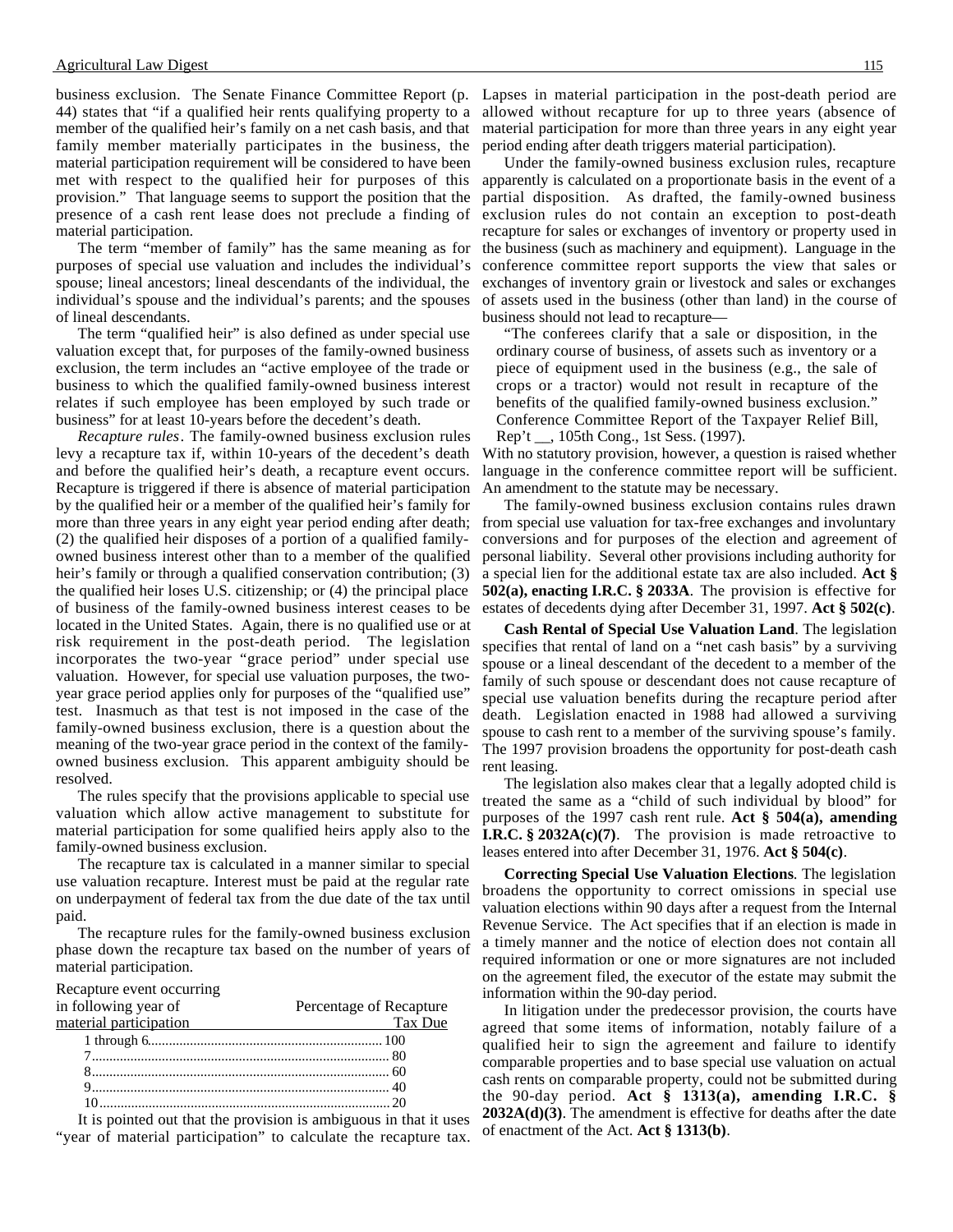business exclusion. The Senate Finance Committee Report (p. 44) states that "if a qualified heir rents qualifying property to a member of the qualified heir's family on a net cash basis, and that family member materially participates in the business, the material participation requirement will be considered to have been met with respect to the qualified heir for purposes of this provision." That language seems to support the position that the presence of a cash rent lease does not preclude a finding of material participation.

The term "member of family" has the same meaning as for purposes of special use valuation and includes the individual's spouse; lineal ancestors; lineal descendants of the individual, the individual's spouse and the individual's parents; and the spouses of lineal descendants.

The term "qualified heir" is also defined as under special use valuation except that, for purposes of the family-owned business exclusion, the term includes an "active employee of the trade or business to which the qualified family-owned business interest relates if such employee has been employed by such trade or business" for at least 10-years before the decedent's death.

*Recapture rules*. The family-owned business exclusion rules levy a recapture tax if, within 10-years of the decedent's death and before the qualified heir's death, a recapture event occurs. Recapture is triggered if there is absence of material participation by the qualified heir or a member of the qualified heir's family for more than three years in any eight year period ending after death; (2) the qualified heir disposes of a portion of a qualified family-owned business interest other than to a member of the qualified heir's family or through a qualified conservation contribution; (3) the qualified heir loses U.S. citizenship; or (4) the principal place of business of the family-owned business interest ceases to be located in the United States. Again, there is no qualified use or at risk requirement in the post-death period. The legislation incorporates the two-year "grace period" under special use valuation. However, for special use valuation purposes, the two-year grace period applies only for purposes of the "qualified use" test. Inasmuch as that test is not imposed in the case of the family-owned business exclusion, there is a question about the meaning of the two-year grace period in the context of the family-owned business exclusion. This apparent ambiguity should be resolved.

The rules specify that the provisions applicable to special use valuation which allow active management to substitute for material participation for some qualified heirs apply also to the family-owned business exclusion.

The recapture tax is calculated in a manner similar to special use valuation recapture. Interest must be paid at the regular rate on underpayment of federal tax from the due date of the tax until paid.

The recapture rules for the family-owned business exclusion phase down the recapture tax based on the number of years of material participation.

| Recapture event occurring in following year of material participation | Percentage of Recapture Tax Due |
|---|---|
| 1 through 6 | 100 |
| 7 | 80 |
| 8 | 60 |
| 9 | 40 |
| 10 | 20 |

It is pointed out that the provision is ambiguous in that it uses "year of material participation" to calculate the recapture tax. Lapses in material participation in the post-death period are allowed without recapture for up to three years (absence of material participation for more than three years in any eight year period ending after death triggers material participation).

Under the family-owned business exclusion rules, recapture apparently is calculated on a proportionate basis in the event of a partial disposition. As drafted, the family-owned business exclusion rules do not contain an exception to post-death recapture for sales or exchanges of inventory or property used in the business (such as machinery and equipment). Language in the conference committee report supports the view that sales or exchanges of inventory grain or livestock and sales or exchanges of assets used in the business (other than land) in the course of business should not lead to recapture—

> "The conferees clarify that a sale or disposition, in the ordinary course of business, of assets such as inventory or a piece of equipment used in the business (e.g., the sale of crops or a tractor) would not result in recapture of the benefits of the qualified family-owned business exclusion." Conference Committee Report of the Taxpayer Relief Bill, Rep't __, 105th Cong., 1st Sess. (1997).

With no statutory provision, however, a question is raised whether language in the conference committee report will be sufficient. An amendment to the statute may be necessary.

The family-owned business exclusion contains rules drawn from special use valuation for tax-free exchanges and involuntary conversions and for purposes of the election and agreement of personal liability. Several other provisions including authority for a special lien for the additional estate tax are also included. **Act § 502(a), enacting I.R.C. § 2033A**. The provision is effective for estates of decedents dying after December 31, 1997. **Act § 502(c)**.

**Cash Rental of Special Use Valuation Land**. The legislation specifies that rental of land on a "net cash basis" by a surviving spouse or a lineal descendant of the decedent to a member of the family of such spouse or descendant does not cause recapture of special use valuation benefits during the recapture period after death. Legislation enacted in 1988 had allowed a surviving spouse to cash rent to a member of the surviving spouse's family. The 1997 provision broadens the opportunity for post-death cash rent leasing.

The legislation also makes clear that a legally adopted child is treated the same as a "child of such individual by blood" for purposes of the 1997 cash rent rule. **Act § 504(a), amending I.R.C. § 2032A(c)(7)**. The provision is made retroactive to leases entered into after December 31, 1976. **Act § 504(c)**.

**Correcting Special Use Valuation Elections**. The legislation broadens the opportunity to correct omissions in special use valuation elections within 90 days after a request from the Internal Revenue Service. The Act specifies that if an election is made in a timely manner and the notice of election does not contain all required information or one or more signatures are not included on the agreement filed, the executor of the estate may submit the information within the 90-day period.

In litigation under the predecessor provision, the courts have agreed that some items of information, notably failure of a qualified heir to sign the agreement and failure to identify comparable properties and to base special use valuation on actual cash rents on comparable property, could not be submitted during the 90-day period. **Act § 1313(a), amending I.R.C. § 2032A(d)(3)**. The amendment is effective for deaths after the date of enactment of the Act. **Act § 1313(b)**.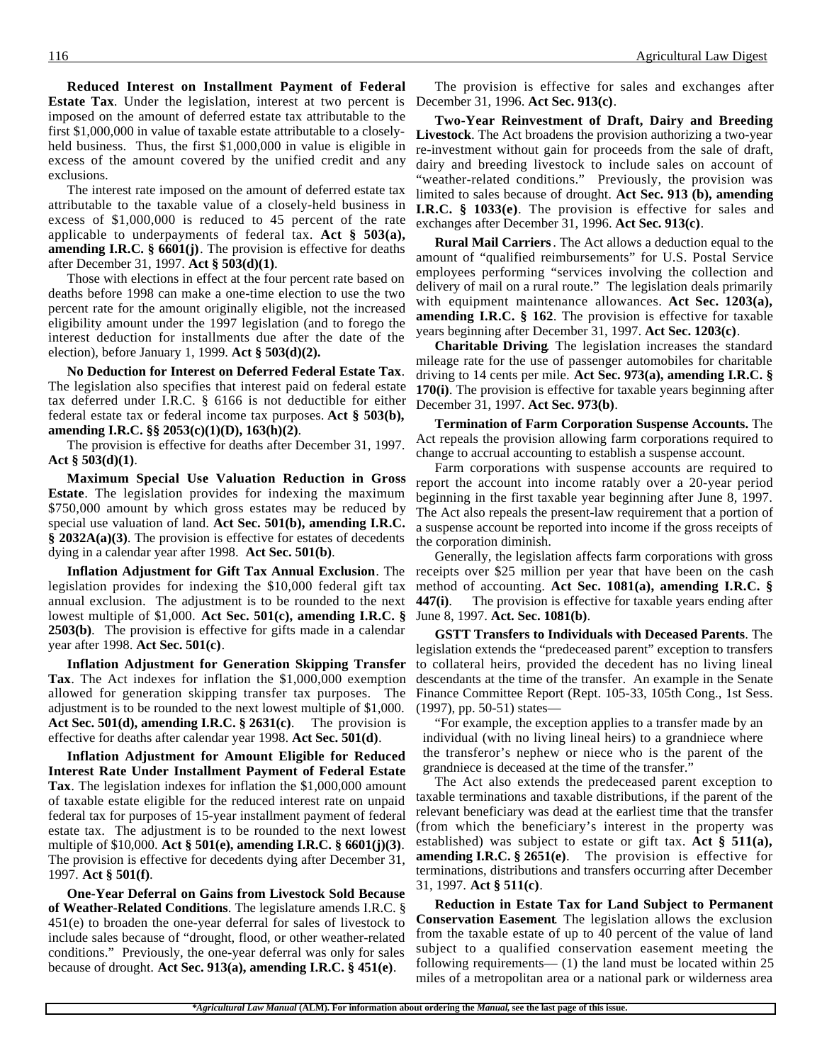**Reduced Interest on Installment Payment of Federal Estate Tax**. Under the legislation, interest at two percent is imposed on the amount of deferred estate tax attributable to the first $1,000,000 in value of taxable estate attributable to a closely-held business. Thus, the first $1,000,000 in value is eligible in excess of the amount covered by the unified credit and any exclusions.

The interest rate imposed on the amount of deferred estate tax attributable to the taxable value of a closely-held business in excess of $1,000,000 is reduced to 45 percent of the rate applicable to underpayments of federal tax. **Act § 503(a), amending I.R.C. § 6601(j)**. The provision is effective for deaths after December 31, 1997. **Act § 503(d)(1)**.

Those with elections in effect at the four percent rate based on deaths before 1998 can make a one-time election to use the two percent rate for the amount originally eligible, not the increased eligibility amount under the 1997 legislation (and to forego the interest deduction for installments due after the date of the election), before January 1, 1999. **Act § 503(d)(2).**

**No Deduction for Interest on Deferred Federal Estate Tax**. The legislation also specifies that interest paid on federal estate tax deferred under I.R.C. § 6166 is not deductible for either federal estate tax or federal income tax purposes. **Act § 503(b), amending I.R.C. §§ 2053(c)(1)(D), 163(h)(2)**.

The provision is effective for deaths after December 31, 1997. **Act § 503(d)(1)**.

**Maximum Special Use Valuation Reduction in Gross Estate**. The legislation provides for indexing the maximum $750,000 amount by which gross estates may be reduced by special use valuation of land. **Act Sec. 501(b), amending I.R.C. § 2032A(a)(3)**. The provision is effective for estates of decedents dying in a calendar year after 1998. **Act Sec. 501(b)**.

**Inflation Adjustment for Gift Tax Annual Exclusion**. The legislation provides for indexing the $10,000 federal gift tax annual exclusion. The adjustment is to be rounded to the next lowest multiple of $1,000. **Act Sec. 501(c), amending I.R.C. § 2503(b)**. The provision is effective for gifts made in a calendar year after 1998. **Act Sec. 501(c)**.

**Inflation Adjustment for Generation Skipping Transfer Tax**. The Act indexes for inflation the $1,000,000 exemption allowed for generation skipping transfer tax purposes. The adjustment is to be rounded to the next lowest multiple of $1,000. **Act Sec. 501(d), amending I.R.C. § 2631(c)**. The provision is effective for deaths after calendar year 1998. **Act Sec. 501(d)**.

**Inflation Adjustment for Amount Eligible for Reduced Interest Rate Under Installment Payment of Federal Estate Tax**. The legislation indexes for inflation the $1,000,000 amount of taxable estate eligible for the reduced interest rate on unpaid federal tax for purposes of 15-year installment payment of federal estate tax. The adjustment is to be rounded to the next lowest multiple of $10,000. **Act § 501(e), amending I.R.C. § 6601(j)(3)**. The provision is effective for decedents dying after December 31, 1997. **Act § 501(f)**.

**One-Year Deferral on Gains from Livestock Sold Because of Weather-Related Conditions**. The legislature amends I.R.C. § 451(e) to broaden the one-year deferral for sales of livestock to include sales because of "drought, flood, or other weather-related conditions." Previously, the one-year deferral was only for sales because of drought. **Act Sec. 913(a), amending I.R.C. § 451(e)**.

The provision is effective for sales and exchanges after December 31, 1996. **Act Sec. 913(c)**.

**Two-Year Reinvestment of Draft, Dairy and Breeding Livestock**. The Act broadens the provision authorizing a two-year re-investment without gain for proceeds from the sale of draft, dairy and breeding livestock to include sales on account of "weather-related conditions." Previously, the provision was limited to sales because of drought. **Act Sec. 913 (b), amending I.R.C. § 1033(e)**. The provision is effective for sales and exchanges after December 31, 1996. **Act Sec. 913(c)**.

**Rural Mail Carriers**. The Act allows a deduction equal to the amount of "qualified reimbursements" for U.S. Postal Service employees performing "services involving the collection and delivery of mail on a rural route." The legislation deals primarily with equipment maintenance allowances. **Act Sec. 1203(a), amending I.R.C. § 162**. The provision is effective for taxable years beginning after December 31, 1997. **Act Sec. 1203(c)**.

**Charitable Driving**. The legislation increases the standard mileage rate for the use of passenger automobiles for charitable driving to 14 cents per mile. **Act Sec. 973(a), amending I.R.C. § 170(i)**. The provision is effective for taxable years beginning after December 31, 1997. **Act Sec. 973(b)**.

**Termination of Farm Corporation Suspense Accounts.** The Act repeals the provision allowing farm corporations required to change to accrual accounting to establish a suspense account.

Farm corporations with suspense accounts are required to report the account into income ratably over a 20-year period beginning in the first taxable year beginning after June 8, 1997. The Act also repeals the present-law requirement that a portion of a suspense account be reported into income if the gross receipts of the corporation diminish.

Generally, the legislation affects farm corporations with gross receipts over $25 million per year that have been on the cash method of accounting. **Act Sec. 1081(a), amending I.R.C. § 447(i)**. The provision is effective for taxable years ending after June 8, 1997. **Act. Sec. 1081(b)**.

**GSTT Transfers to Individuals with Deceased Parents**. The legislation extends the "predeceased parent" exception to transfers to collateral heirs, provided the decedent has no living lineal descendants at the time of the transfer. An example in the Senate Finance Committee Report (Rept. 105-33, 105th Cong., 1st Sess. (1997), pp. 50-51) states—

> "For example, the exception applies to a transfer made by an individual (with no living lineal heirs) to a grandniece where the transferor's nephew or niece who is the parent of the grandniece is deceased at the time of the transfer."

The Act also extends the predeceased parent exception to taxable terminations and taxable distributions, if the parent of the relevant beneficiary was dead at the earliest time that the transfer (from which the beneficiary's interest in the property was established) was subject to estate or gift tax. **Act § 511(a), amending I.R.C. § 2651(e)**. The provision is effective for terminations, distributions and transfers occurring after December 31, 1997. **Act § 511(c)**.

**Reduction in Estate Tax for Land Subject to Permanent Conservation Easement**. The legislation allows the exclusion from the taxable estate of up to 40 percent of the value of land subject to a qualified conservation easement meeting the following requirements— (1) the land must be located within 25 miles of a metropolitan area or a national park or wilderness area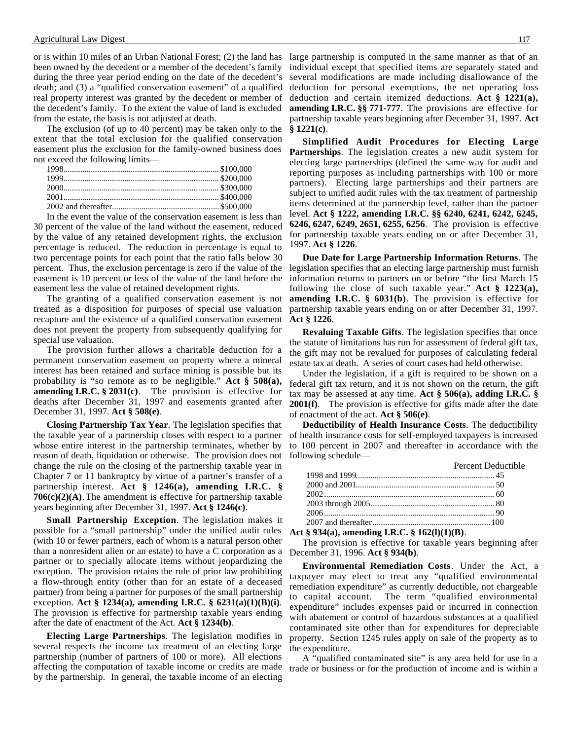or is within 10 miles of an Urban National Forest; (2) the land has been owned by the decedent or a member of the decedent's family during the three year period ending on the date of the decedent's death; and (3) a "qualified conservation easement" of a qualified real property interest was granted by the decedent or member of the decedent's family. To the extent the value of land is excluded from the estate, the basis is not adjusted at death.

The exclusion (of up to 40 percent) may be taken only to the extent that the total exclusion for the qualified conservation easement plus the exclusion for the family-owned business does not exceed the following limits—

| | |
|---|---|
| 1998 | $100,000 |
| 1999 | $200,000 |
| 2000 | $300,000 |
| 2001 | $400,000 |
| 2002 and thereafter | $500,000 |

In the event the value of the conservation easement is less than 30 percent of the value of the land without the easement, reduced by the value of any retained development rights, the exclusion percentage is reduced. The reduction in percentage is equal to two percentage points for each point that the ratio falls below 30 percent. Thus, the exclusion percentage is zero if the value of the easement is 10 percent or less of the value of the land before the easement less the value of retained development rights.

The granting of a qualified conservation easement is not treated as a disposition for purposes of special use valuation recapture and the existence of a qualified conservation easement does not prevent the property from subsequently qualifying for special use valuation.

The provision further allows a charitable deduction for a permanent conservation easement on property where a mineral interest has been retained and surface mining is possible but its probability is "so remote as to be negligible." **Act § 508(a), amending I.R.C. § 2031(c)**. The provision is effective for deaths after December 31, 1997 and easements granted after December 31, 1997. **Act § 508(e)**.

**Closing Partnership Tax Year**. The legislation specifies that the taxable year of a partnership closes with respect to a partner whose entire interest in the partnership terminates, whether by reason of death, liquidation or otherwise. The provision does not change the rule on the closing of the partnership taxable year in Chapter 7 or 11 bankruptcy by virtue of a partner's transfer of a partnership interest. **Act § 1246(a), amending I.R.C. § 706(c)(2)(A)**. The amendment is effective for partnership taxable years beginning after December 31, 1997. **Act § 1246(c)**.

**Small Partnership Exception**. The legislation makes it possible for a "small partnership" under the unified audit rules (with 10 or fewer partners, each of whom is a natural person other than a nonresident alien or an estate) to have a C corporation as a partner or to specially allocate items without jeopardizing the exception. The provision retains the rule of prior law prohibiting a flow-through entity (other than for an estate of a deceased partner) from being a partner for purposes of the small partnership exception. **Act § 1234(a), amending I.R.C. § 6231(a)(1)(B)(i)**. The provision is effective for partnership taxable years ending after the date of enactment of the Act. **Act § 1234(b)**.

**Electing Large Partnerships**. The legislation modifies in several respects the income tax treatment of an electing large partnership (number of partners of 100 or more). All elections affecting the computation of taxable income or credits are made by the partnership. In general, the taxable income of an electing large partnership is computed in the same manner as that of an individual except that specified items are separately stated and several modifications are made including disallowance of the deduction for personal exemptions, the net operating loss deduction and certain itemized deductions. **Act § 1221(a), amending I.R.C. §§ 771-777**. The provisions are effective for partnership taxable years beginning after December 31, 1997. **Act § 1221(c)**.

**Simplified Audit Procedures for Electing Large Partnerships**. The legislation creates a new audit system for electing large partnerships (defined the same way for audit and reporting purposes as including partnerships with 100 or more partners). Electing large partnerships and their partners are subject to unified audit rules with the tax treatment of partnership items determined at the partnership level, rather than the partner level. **Act § 1222, amending I.R.C. §§ 6240, 6241, 6242, 6245, 6246, 6247, 6249, 2651, 6255, 6256**. The provision is effective for partnership taxable years ending on or after December 31, 1997. **Act § 1226**.

**Due Date for Large Partnership Information Returns**. The legislation specifies that an electing large partnership must furnish information returns to partners on or before "the first March 15 following the close of such taxable year." **Act § 1223(a), amending I.R.C. § 6031(b)**. The provision is effective for partnership taxable years ending on or after December 31, 1997. **Act § 1226**.

**Revaluing Taxable Gifts**. The legislation specifies that once the statute of limitations has run for assessment of federal gift tax, the gift may not be revalued for purposes of calculating federal estate tax at death. A series of court cases had held otherwise.

Under the legislation, if a gift is required to be shown on a federal gift tax return, and it is not shown on the return, the gift tax may be assessed at any time. **Act § 506(a), adding I.R.C. § 2001(f)**. The provision is effective for gifts made after the date of enactment of the act. **Act § 506(e)**.

**Deductibility of Health Insurance Costs**. The deductibility of health insurance costs for self-employed taxpayers is increased to 100 percent in 2007 and thereafter in accordance with the following schedule—

| | Percent Deductible |
|---|---|
| 1998 and 1999 | 45 |
| 2000 and 2001 | 50 |
| 2002 | 60 |
| 2003 through 2005 | 80 |
| 2006 | 90 |
| 2007 and thereafter | 100 |

**Act § 934(a), amending I.R.C. § 162(l)(1)(B)**.

The provision is effective for taxable years beginning after December 31, 1996. **Act § 934(b)**.

**Environmental Remediation Costs**. Under the Act, a taxpayer may elect to treat any "qualified environmental remediation expenditure" as currently deductible, not chargeable to capital account. The term "qualified environmental expenditure" includes expenses paid or incurred in connection with abatement or control of hazardous substances at a qualified contaminated site other than for expenditures for depreciable property. Section 1245 rules apply on sale of the property as to the expenditure.

A "qualified contaminated site" is any area held for use in a trade or business or for the production of income and is within a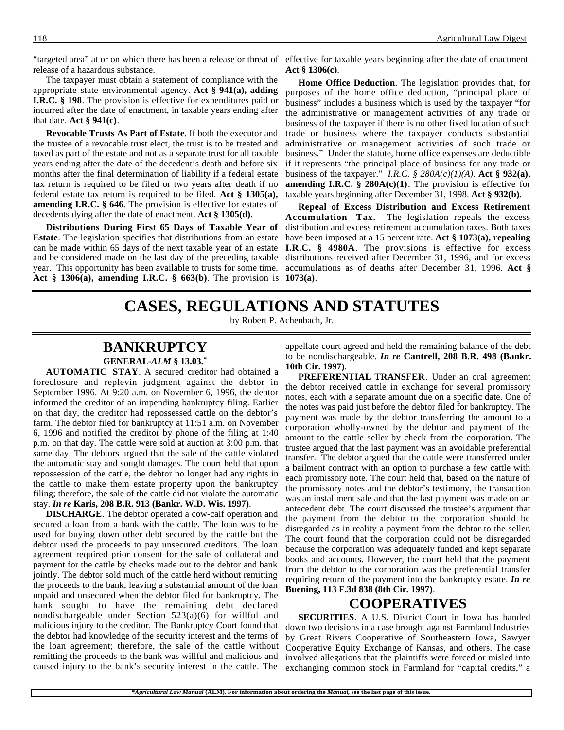"targeted area" at or on which there has been a release or threat of release of a hazardous substance.

The taxpayer must obtain a statement of compliance with the appropriate state environmental agency. **Act § 941(a), adding I.R.C. § 198**. The provision is effective for expenditures paid or incurred after the date of enactment, in taxable years ending after that date. **Act § 941(c)**.

**Revocable Trusts As Part of Estate**. If both the executor and the trustee of a revocable trust elect, the trust is to be treated and taxed as part of the estate and not as a separate trust for all taxable years ending after the date of the decedent's death and before six months after the final determination of liability if a federal estate tax return is required to be filed or two years after death if no federal estate tax return is required to be filed. **Act § 1305(a), amending I.R.C. § 646**. The provision is effective for estates of decedents dying after the date of enactment. **Act § 1305(d)**.

**Distributions During First 65 Days of Taxable Year of Estate**. The legislation specifies that distributions from an estate can be made within 65 days of the next taxable year of an estate and be considered made on the last day of the preceding taxable year. This opportunity has been available to trusts for some time. **Act § 1306(a), amending I.R.C. § 663(b)**. The provision is effective for taxable years beginning after the date of enactment. **Act § 1306(c)**.

**Home Office Deduction**. The legislation provides that, for purposes of the home office deduction, "principal place of business" includes a business which is used by the taxpayer "for the administrative or management activities of any trade or business of the taxpayer if there is no other fixed location of such trade or business where the taxpayer conducts substantial administrative or management activities of such trade or business." Under the statute, home office expenses are deductible if it represents "the principal place of business for any trade or business of the taxpayer." *I.R.C. § 280A(c)(1)(A).* **Act § 932(a), amending I.R.C. § 280A(c)(1)**. The provision is effective for taxable years beginning after December 31, 1998. **Act § 932(b)**.

**Repeal of Excess Distribution and Excess Retirement Accumulation Tax.** The legislation repeals the excess distribution and excess retirement accumulation taxes. Both taxes have been imposed at a 15 percent rate. **Act § 1073(a), repealing I.R.C. § 4980A**. The provisions is effective for excess distributions received after December 31, 1996, and for excess accumulations as of deaths after December 31, 1996. **Act § 1073(a)**.

# CASES, REGULATIONS AND STATUTES

by Robert P. Achenbach, Jr.

## BANKRUPTCY

### GENERAL -*ALM* § 13.03.*

**AUTOMATIC STAY**. A secured creditor had obtained a foreclosure and replevin judgment against the debtor in September 1996. At 9:20 a.m. on November 6, 1996, the debtor informed the creditor of an impending bankruptcy filing. Earlier on that day, the creditor had repossessed cattle on the debtor's farm. The debtor filed for bankruptcy at 11:51 a.m. on November 6, 1996 and notified the creditor by phone of the filing at 1:40 p.m. on that day. The cattle were sold at auction at 3:00 p.m. that same day. The debtors argued that the sale of the cattle violated the automatic stay and sought damages. The court held that upon repossession of the cattle, the debtor no longer had any rights in the cattle to make them estate property upon the bankruptcy filing; therefore, the sale of the cattle did not violate the automatic stay. ***In re* Karis, 208 B.R. 913 (Bankr. W.D. Wis. 1997)**.

**DISCHARGE**. The debtor operated a cow-calf operation and secured a loan from a bank with the cattle. The loan was to be used for buying down other debt secured by the cattle but the debtor used the proceeds to pay unsecured creditors. The loan agreement required prior consent for the sale of collateral and payment for the cattle by checks made out to the debtor and bank jointly. The debtor sold much of the cattle herd without remitting the proceeds to the bank, leaving a substantial amount of the loan unpaid and unsecured when the debtor filed for bankruptcy. The bank sought to have the remaining debt declared nondischargeable under Section 523(a)(6) for willful and malicious injury to the creditor. The Bankruptcy Court found that the debtor had knowledge of the security interest and the terms of the loan agreement; therefore, the sale of the cattle without remitting the proceeds to the bank was willful and malicious and caused injury to the bank's security interest in the cattle. The appellate court agreed and held the remaining balance of the debt to be nondischargeable. ***In re* Cantrell, 208 B.R. 498 (Bankr. 10th Cir. 1997)**.

**PREFERENTIAL TRANSFER**. Under an oral agreement the debtor received cattle in exchange for several promissory notes, each with a separate amount due on a specific date. One of the notes was paid just before the debtor filed for bankruptcy. The payment was made by the debtor transferring the amount to a corporation wholly-owned by the debtor and payment of the amount to the cattle seller by check from the corporation. The trustee argued that the last payment was an avoidable preferential transfer. The debtor argued that the cattle were transferred under a bailment contract with an option to purchase a few cattle with each promissory note. The court held that, based on the nature of the promissory notes and the debtor's testimony, the transaction was an installment sale and that the last payment was made on an antecedent debt. The court discussed the trustee's argument that the payment from the debtor to the corporation should be disregarded as in reality a payment from the debtor to the seller. The court found that the corporation could not be disregarded because the corporation was adequately funded and kept separate books and accounts. However, the court held that the payment from the debtor to the corporation was the preferential transfer requiring return of the payment into the bankruptcy estate. ***In re* Buening, 113 F.3d 838 (8th Cir. 1997)**.

## COOPERATIVES

**SECURITIES**. A U.S. District Court in Iowa has handed down two decisions in a case brought against Farmland Industries by Great Rivers Cooperative of Southeastern Iowa, Sawyer Cooperative Equity Exchange of Kansas, and others. The case involved allegations that the plaintiffs were forced or misled into exchanging common stock in Farmland for "capital credits," a

**\****Agricultural Law Manual* **(ALM). For information about ordering the** ***Manual,*** **see the last page of this issue.**